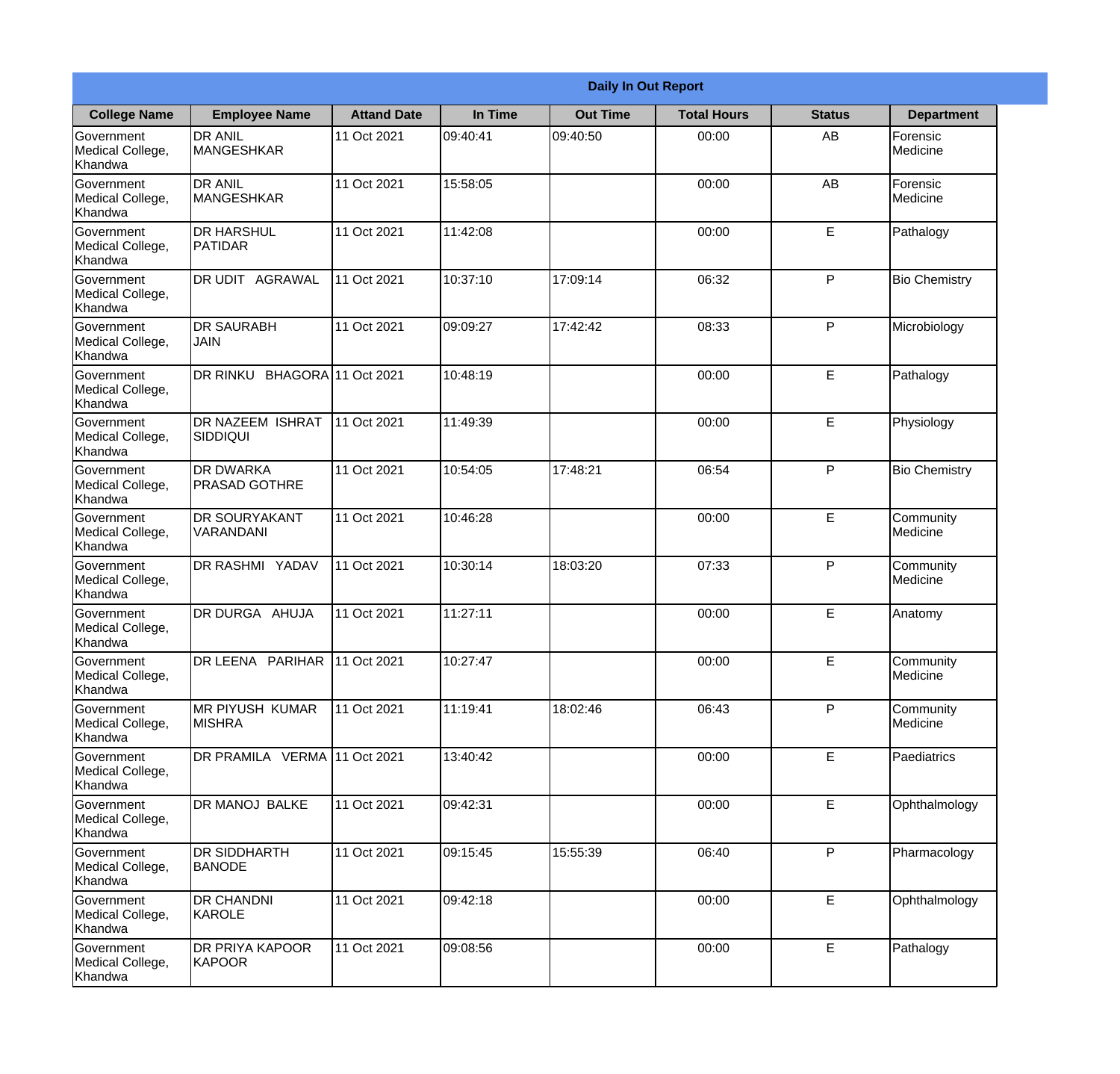| Daily In Out Report | | | | | | | |
|---|---|---|---|---|---|---|---|
| **College Name** | **Employee Name** | **Attand Date** | **In Time** | **Out Time** | **Total Hours** | **Status** | **Department** |
| Government Medical College, Khandwa | DR ANIL MANGESHKAR | 11 Oct 2021 | 09:40:41 | 09:40:50 | 00:00 | AB | Forensic Medicine |
| Government Medical College, Khandwa | DR ANIL MANGESHKAR | 11 Oct 2021 | 15:58:05 | | 00:00 | AB | Forensic Medicine |
| Government Medical College, Khandwa | DR HARSHUL PATIDAR | 11 Oct 2021 | 11:42:08 | | 00:00 | E | Pathalogy |
| Government Medical College, Khandwa | DR UDIT AGRAWAL | 11 Oct 2021 | 10:37:10 | 17:09:14 | 06:32 | P | Bio Chemistry |
| Government Medical College, Khandwa | DR SAURABH JAIN | 11 Oct 2021 | 09:09:27 | 17:42:42 | 08:33 | P | Microbiology |
| Government Medical College, Khandwa | DR RINKU BHAGORA | 11 Oct 2021 | 10:48:19 | | 00:00 | E | Pathalogy |
| Government Medical College, Khandwa | DR NAZEEM ISHRAT SIDDIQUI | 11 Oct 2021 | 11:49:39 | | 00:00 | E | Physiology |
| Government Medical College, Khandwa | DR DWARKA PRASAD GOTHRE | 11 Oct 2021 | 10:54:05 | 17:48:21 | 06:54 | P | Bio Chemistry |
| Government Medical College, Khandwa | DR SOURYAKANT VARANDANI | 11 Oct 2021 | 10:46:28 | | 00:00 | E | Community Medicine |
| Government Medical College, Khandwa | DR RASHMI YADAV | 11 Oct 2021 | 10:30:14 | 18:03:20 | 07:33 | P | Community Medicine |
| Government Medical College, Khandwa | DR DURGA AHUJA | 11 Oct 2021 | 11:27:11 | | 00:00 | E | Anatomy |
| Government Medical College, Khandwa | DR LEENA PARIHAR | 11 Oct 2021 | 10:27:47 | | 00:00 | E | Community Medicine |
| Government Medical College, Khandwa | MR PIYUSH KUMAR MISHRA | 11 Oct 2021 | 11:19:41 | 18:02:46 | 06:43 | P | Community Medicine |
| Government Medical College, Khandwa | DR PRAMILA VERMA | 11 Oct 2021 | 13:40:42 | | 00:00 | E | Paediatrics |
| Government Medical College, Khandwa | DR MANOJ BALKE | 11 Oct 2021 | 09:42:31 | | 00:00 | E | Ophthalmology |
| Government Medical College, Khandwa | DR SIDDHARTH BANODE | 11 Oct 2021 | 09:15:45 | 15:55:39 | 06:40 | P | Pharmacology |
| Government Medical College, Khandwa | DR CHANDNI KAROLE | 11 Oct 2021 | 09:42:18 | | 00:00 | E | Ophthalmology |
| Government Medical College, Khandwa | DR PRIYA KAPOOR KAPOOR | 11 Oct 2021 | 09:08:56 | | 00:00 | E | Pathalogy |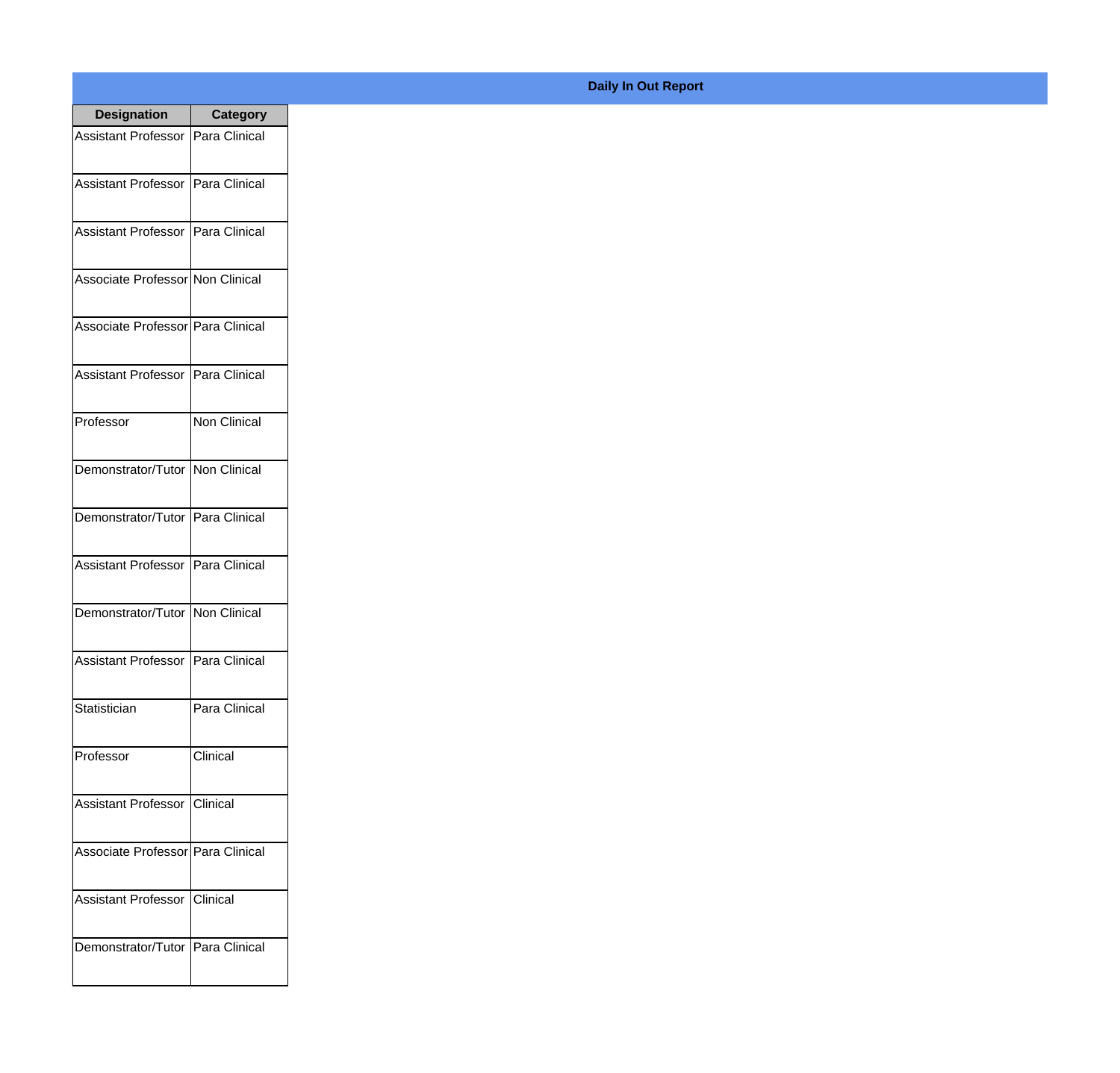## Daily In Out Report

| Designation | Category |
| --- | --- |
| Assistant Professor | Para Clinical |
| Assistant Professor | Para Clinical |
| Assistant Professor | Para Clinical |
| Associate Professor | Non Clinical |
| Associate Professor | Para Clinical |
| Assistant Professor | Para Clinical |
| Professor | Non Clinical |
| Demonstrator/Tutor | Non Clinical |
| Demonstrator/Tutor | Para Clinical |
| Assistant Professor | Para Clinical |
| Demonstrator/Tutor | Non Clinical |
| Assistant Professor | Para Clinical |
| Statistician | Para Clinical |
| Professor | Clinical |
| Assistant Professor | Clinical |
| Associate Professor | Para Clinical |
| Assistant Professor | Clinical |
| Demonstrator/Tutor | Para Clinical |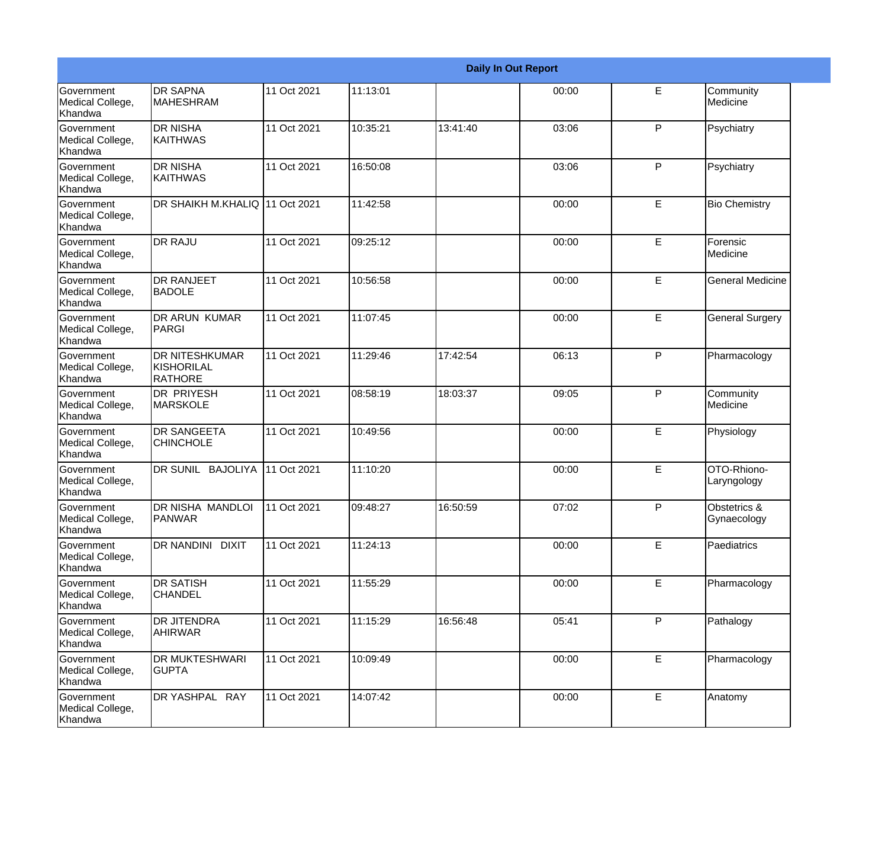| Daily In Out Report | | | | | | | |
|---|---|---|---|---|---|---|---|
| Government Medical College, Khandwa | DR SAPNA MAHESHRAM | 11 Oct 2021 | 11:13:01 | | 00:00 | E | Community Medicine |
| Government Medical College, Khandwa | DR NISHA KAITHWAS | 11 Oct 2021 | 10:35:21 | 13:41:40 | 03:06 | P | Psychiatry |
| Government Medical College, Khandwa | DR NISHA KAITHWAS | 11 Oct 2021 | 16:50:08 | | 03:06 | P | Psychiatry |
| Government Medical College, Khandwa | DR SHAIKH M.KHALIQ | 11 Oct 2021 | 11:42:58 | | 00:00 | E | Bio Chemistry |
| Government Medical College, Khandwa | DR RAJU | 11 Oct 2021 | 09:25:12 | | 00:00 | E | Forensic Medicine |
| Government Medical College, Khandwa | DR RANJEET BADOLE | 11 Oct 2021 | 10:56:58 | | 00:00 | E | General Medicine |
| Government Medical College, Khandwa | DR ARUN KUMAR PARGI | 11 Oct 2021 | 11:07:45 | | 00:00 | E | General Surgery |
| Government Medical College, Khandwa | DR NITESHKUMAR KISHORILAL RATHORE | 11 Oct 2021 | 11:29:46 | 17:42:54 | 06:13 | P | Pharmacology |
| Government Medical College, Khandwa | DR PRIYESH MARSKOLE | 11 Oct 2021 | 08:58:19 | 18:03:37 | 09:05 | P | Community Medicine |
| Government Medical College, Khandwa | DR SANGEETA CHINCHOLE | 11 Oct 2021 | 10:49:56 | | 00:00 | E | Physiology |
| Government Medical College, Khandwa | DR SUNIL BAJOLIYA | 11 Oct 2021 | 11:10:20 | | 00:00 | E | OTO-Rhiono-Laryngology |
| Government Medical College, Khandwa | DR NISHA MANDLOI PANWAR | 11 Oct 2021 | 09:48:27 | 16:50:59 | 07:02 | P | Obstetrics & Gynaecology |
| Government Medical College, Khandwa | DR NANDINI DIXIT | 11 Oct 2021 | 11:24:13 | | 00:00 | E | Paediatrics |
| Government Medical College, Khandwa | DR SATISH CHANDEL | 11 Oct 2021 | 11:55:29 | | 00:00 | E | Pharmacology |
| Government Medical College, Khandwa | DR JITENDRA AHIRWAR | 11 Oct 2021 | 11:15:29 | 16:56:48 | 05:41 | P | Pathalogy |
| Government Medical College, Khandwa | DR MUKTESHWARI GUPTA | 11 Oct 2021 | 10:09:49 | | 00:00 | E | Pharmacology |
| Government Medical College, Khandwa | DR YASHPAL RAY | 11 Oct 2021 | 14:07:42 | | 00:00 | E | Anatomy |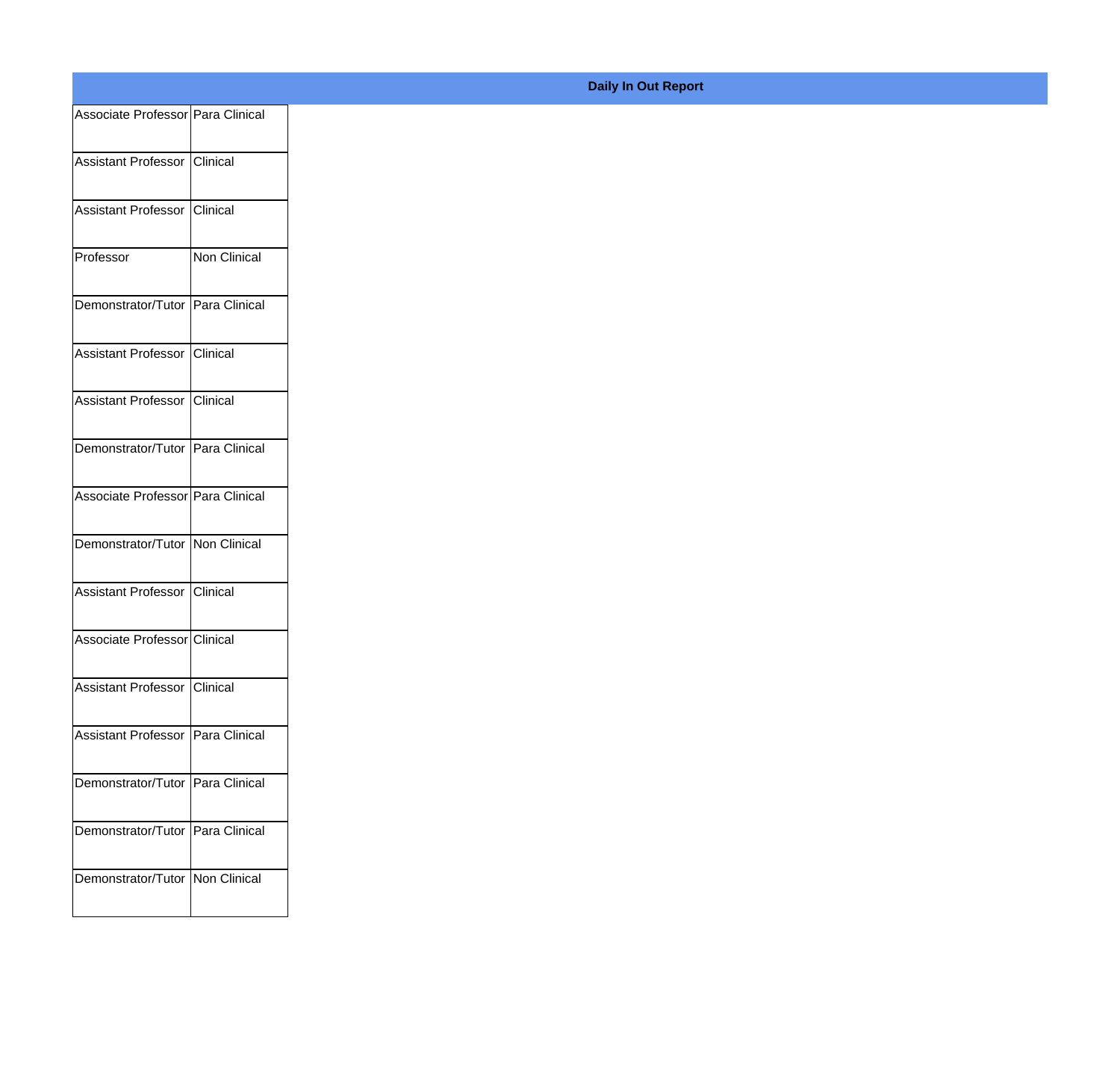**Daily In Out Report**

| | |
|---|---|
| Associate Professor | Para Clinical |
| Assistant Professor | Clinical |
| Assistant Professor | Clinical |
| Professor | Non Clinical |
| Demonstrator/Tutor | Para Clinical |
| Assistant Professor | Clinical |
| Assistant Professor | Clinical |
| Demonstrator/Tutor | Para Clinical |
| Associate Professor | Para Clinical |
| Demonstrator/Tutor | Non Clinical |
| Assistant Professor | Clinical |
| Associate Professor | Clinical |
| Assistant Professor | Clinical |
| Assistant Professor | Para Clinical |
| Demonstrator/Tutor | Para Clinical |
| Demonstrator/Tutor | Para Clinical |
| Demonstrator/Tutor | Non Clinical |